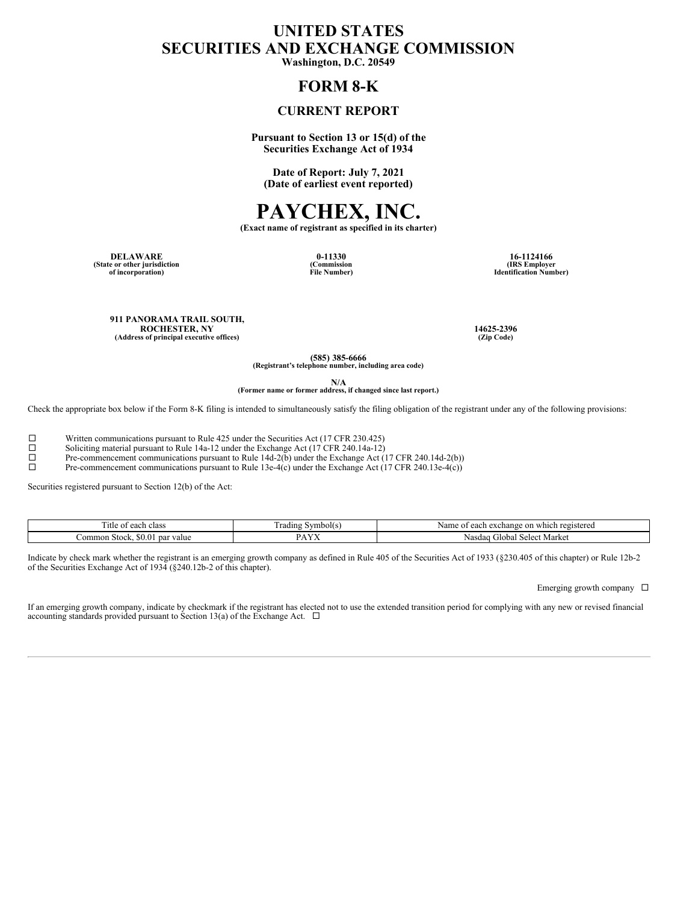# UNITED STATES
# SECURITIES AND EXCHANGE COMMISSION

**Washington, D.C. 20549**

## FORM 8-K

### CURRENT REPORT

**Pursuant to Section 13 or 15(d) of the Securities Exchange Act of 1934**

**Date of Report: July 7, 2021**
**(Date of earliest event reported)**

# PAYCHEX, INC.

**(Exact name of registrant as specified in its charter)**

| | | |
|---|---|---|
| **DELAWARE** | **0-11330** | **16-1124166** |
| **(State or other jurisdiction of incorporation)** | **(Commission File Number)** | **(IRS Employer Identification Number)** |

| | |
|---|---|
| **911 PANORAMA TRAIL SOUTH, ROCHESTER, NY** | **14625-2396** |
| **(Address of principal executive offices)** | **(Zip Code)** |

**(585) 385-6666**
**(Registrant's telephone number, including area code)**

**N/A**
**(Former name or former address, if changed since last report.)**

Check the appropriate box below if the Form 8-K filing is intended to simultaneously satisfy the filing obligation of the registrant under any of the following provisions:

☐ Written communications pursuant to Rule 425 under the Securities Act (17 CFR 230.425)
☐ Soliciting material pursuant to Rule 14a-12 under the Exchange Act (17 CFR 240.14a-12)
☐ Pre-commencement communications pursuant to Rule 14d-2(b) under the Exchange Act (17 CFR 240.14d-2(b))
☐ Pre-commencement communications pursuant to Rule 13e-4(c) under the Exchange Act (17 CFR 240.13e-4(c))

Securities registered pursuant to Section 12(b) of the Act:

| Title of each class | Trading Symbol(s) | Name of each exchange on which registered |
|---|---|---|
| Common Stock, $0.01 par value | PAYX | Nasdaq Global Select Market |

Indicate by check mark whether the registrant is an emerging growth company as defined in Rule 405 of the Securities Act of 1933 (§230.405 of this chapter) or Rule 12b-2 of the Securities Exchange Act of 1934 (§240.12b-2 of this chapter).

Emerging growth company ☐

If an emerging growth company, indicate by checkmark if the registrant has elected not to use the extended transition period for complying with any new or revised financial accounting standards provided pursuant to Section 13(a) of the Exchange Act. ☐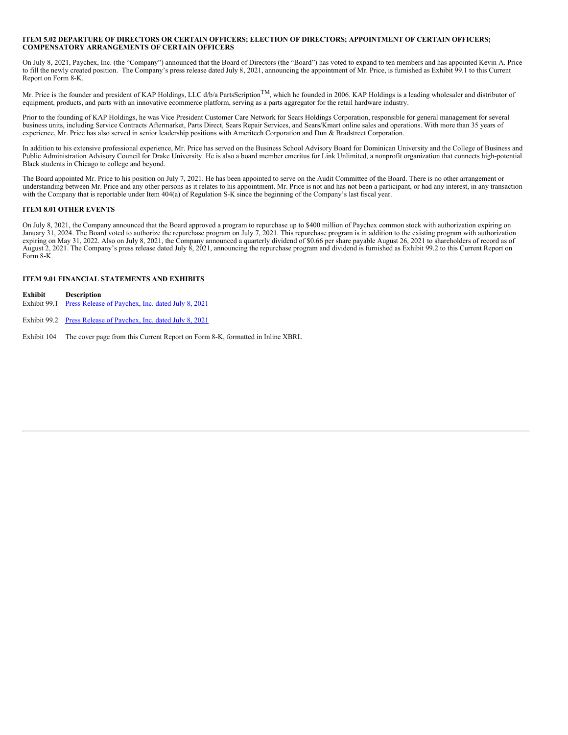**ITEM 5.02 DEPARTURE OF DIRECTORS OR CERTAIN OFFICERS; ELECTION OF DIRECTORS; APPOINTMENT OF CERTAIN OFFICERS; COMPENSATORY ARRANGEMENTS OF CERTAIN OFFICERS**

On July 8, 2021, Paychex, Inc. (the "Company") announced that the Board of Directors (the "Board") has voted to expand to ten members and has appointed Kevin A. Price to fill the newly created position. The Company's press release dated July 8, 2021, announcing the appointment of Mr. Price, is furnished as Exhibit 99.1 to this Current Report on Form 8-K.

Mr. Price is the founder and president of KAP Holdings, LLC d/b/a PartsScription™, which he founded in 2006. KAP Holdings is a leading wholesaler and distributor of equipment, products, and parts with an innovative ecommerce platform, serving as a parts aggregator for the retail hardware industry.

Prior to the founding of KAP Holdings, he was Vice President Customer Care Network for Sears Holdings Corporation, responsible for general management for several business units, including Service Contracts Aftermarket, Parts Direct, Sears Repair Services, and Sears/Kmart online sales and operations. With more than 35 years of experience, Mr. Price has also served in senior leadership positions with Ameritech Corporation and Dun & Bradstreet Corporation.

In addition to his extensive professional experience, Mr. Price has served on the Business School Advisory Board for Dominican University and the College of Business and Public Administration Advisory Council for Drake University. He is also a board member emeritus for Link Unlimited, a nonprofit organization that connects high-potential Black students in Chicago to college and beyond.

The Board appointed Mr. Price to his position on July 7, 2021. He has been appointed to serve on the Audit Committee of the Board. There is no other arrangement or understanding between Mr. Price and any other persons as it relates to his appointment. Mr. Price is not and has not been a participant, or had any interest, in any transaction with the Company that is reportable under Item 404(a) of Regulation S-K since the beginning of the Company's last fiscal year.

**ITEM 8.01 OTHER EVENTS**

On July 8, 2021, the Company announced that the Board approved a program to repurchase up to $400 million of Paychex common stock with authorization expiring on January 31, 2024. The Board voted to authorize the repurchase program on July 7, 2021. This repurchase program is in addition to the existing program with authorization expiring on May 31, 2022. Also on July 8, 2021, the Company announced a quarterly dividend of $0.66 per share payable August 26, 2021 to shareholders of record as of August 2, 2021. The Company's press release dated July 8, 2021, announcing the repurchase program and dividend is furnished as Exhibit 99.2 to this Current Report on Form 8-K.

**ITEM 9.01 FINANCIAL STATEMENTS AND EXHIBITS**

| **Exhibit** | **Description** |
|---|---|
| Exhibit 99.1 | Press Release of Paychex, Inc. dated July 8, 2021 |
| Exhibit 99.2 | Press Release of Paychex, Inc. dated July 8, 2021 |
| Exhibit 104 | The cover page from this Current Report on Form 8-K, formatted in Inline XBRL |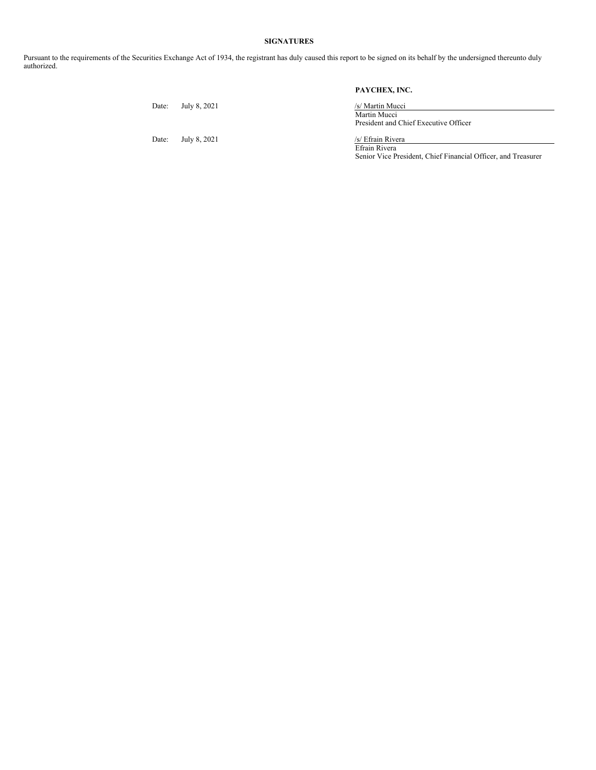**SIGNATURES**

Pursuant to the requirements of the Securities Exchange Act of 1934, the registrant has duly caused this report to be signed on its behalf by the undersigned thereunto duly authorized.

**PAYCHEX, INC.**

Date: July 8, 2021

/s/ Martin Mucci
Martin Mucci
President and Chief Executive Officer

Date: July 8, 2021

/s/ Efrain Rivera
Efrain Rivera
Senior Vice President, Chief Financial Officer, and Treasurer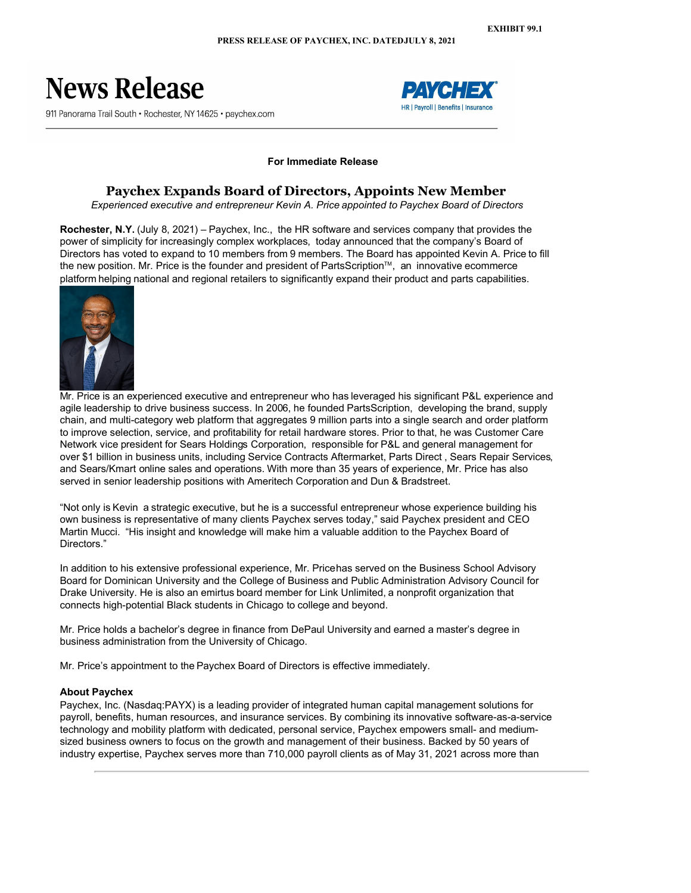EXHIBIT 99.1

PRESS RELEASE OF PAYCHEX, INC. DATEDJULY 8, 2021

# News Release

911 Panorama Trail South • Rochester, NY 14625 • paychex.com

PAYCHEX
HR | Payroll | Benefits | Insurance

**For Immediate Release**

## Paychex Expands Board of Directors, Appoints New Member

*Experienced executive and entrepreneur Kevin A. Price appointed to Paychex Board of Directors*

**Rochester, N.Y.** (July 8, 2021) – Paychex, Inc., the HR software and services company that provides the power of simplicity for increasingly complex workplaces, today announced that the company's Board of Directors has voted to expand to 10 members from 9 members. The Board has appointed Kevin A. Price to fill the new position. Mr. Price is the founder and president of PartsScription™, an innovative ecommerce platform helping national and regional retailers to significantly expand their product and parts capabilities.

Mr. Price is an experienced executive and entrepreneur who has leveraged his significant P&L experience and agile leadership to drive business success. In 2006, he founded PartsScription, developing the brand, supply chain, and multi-category web platform that aggregates 9 million parts into a single search and order platform to improve selection, service, and profitability for retail hardware stores. Prior to that, he was Customer Care Network vice president for Sears Holdings Corporation, responsible for P&L and general management for over $1 billion in business units, including Service Contracts Aftermarket, Parts Direct , Sears Repair Services, and Sears/Kmart online sales and operations. With more than 35 years of experience, Mr. Price has also served in senior leadership positions with Ameritech Corporation and Dun & Bradstreet.

"Not only is Kevin a strategic executive, but he is a successful entrepreneur whose experience building his own business is representative of many clients Paychex serves today," said Paychex president and CEO Martin Mucci. "His insight and knowledge will make him a valuable addition to the Paychex Board of Directors."

In addition to his extensive professional experience, Mr. Pricehas served on the Business School Advisory Board for Dominican University and the College of Business and Public Administration Advisory Council for Drake University. He is also an emirtus board member for Link Unlimited, a nonprofit organization that connects high-potential Black students in Chicago to college and beyond.

Mr. Price holds a bachelor's degree in finance from DePaul University and earned a master's degree in business administration from the University of Chicago.

Mr. Price's appointment to the Paychex Board of Directors is effective immediately.

**About Paychex**

Paychex, Inc. (Nasdaq:PAYX) is a leading provider of integrated human capital management solutions for payroll, benefits, human resources, and insurance services. By combining its innovative software-as-a-service technology and mobility platform with dedicated, personal service, Paychex empowers small- and medium-sized business owners to focus on the growth and management of their business. Backed by 50 years of industry expertise, Paychex serves more than 710,000 payroll clients as of May 31, 2021 across more than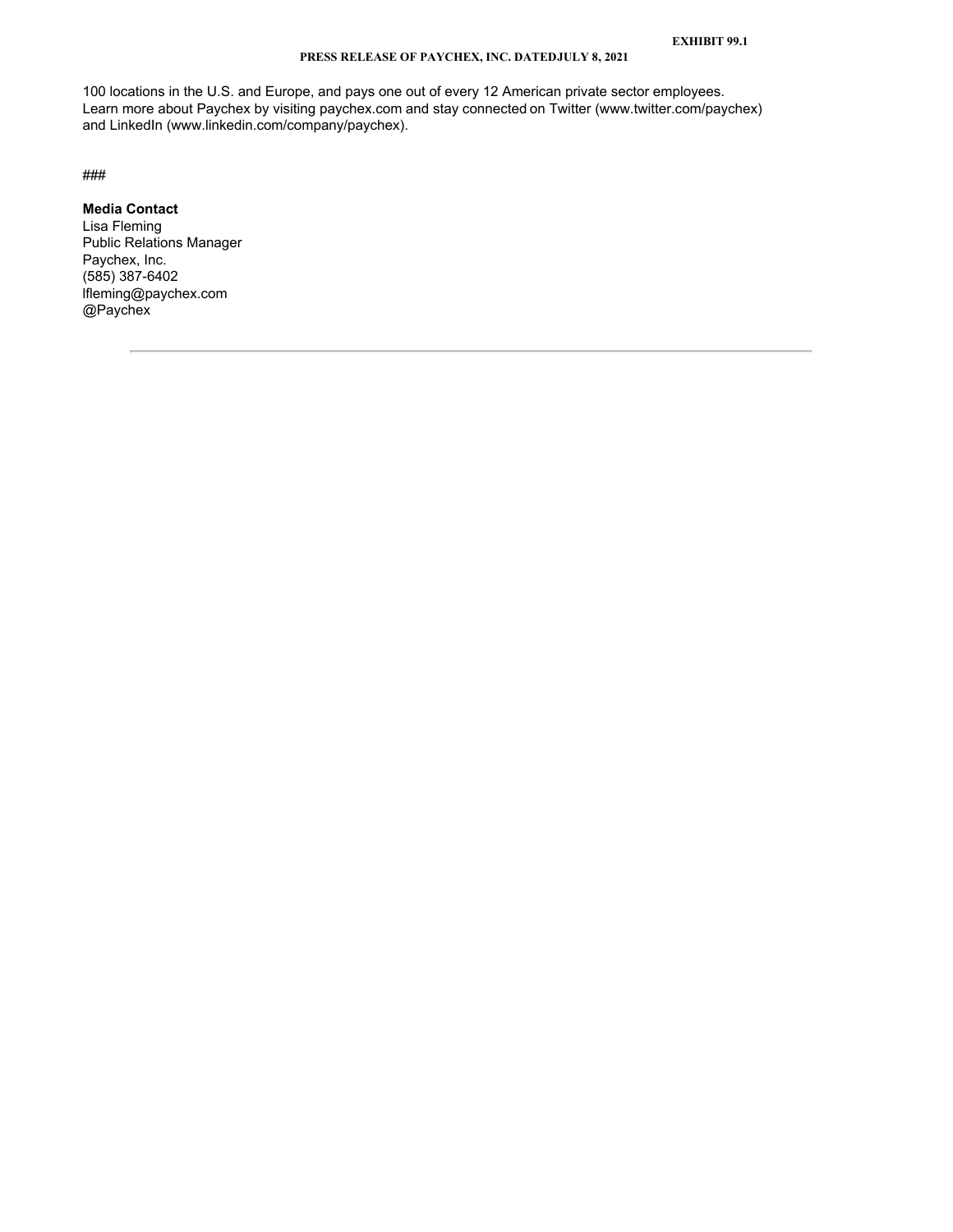100 locations in the U.S. and Europe, and pays one out of every 12 American private sector employees. Learn more about Paychex by visiting paychex.com and stay connected on Twitter (www.twitter.com/paychex) and LinkedIn (www.linkedin.com/company/paychex).

###

**Media Contact**
Lisa Fleming
Public Relations Manager
Paychex, Inc.
(585) 387-6402
lfleming@paychex.com
@Paychex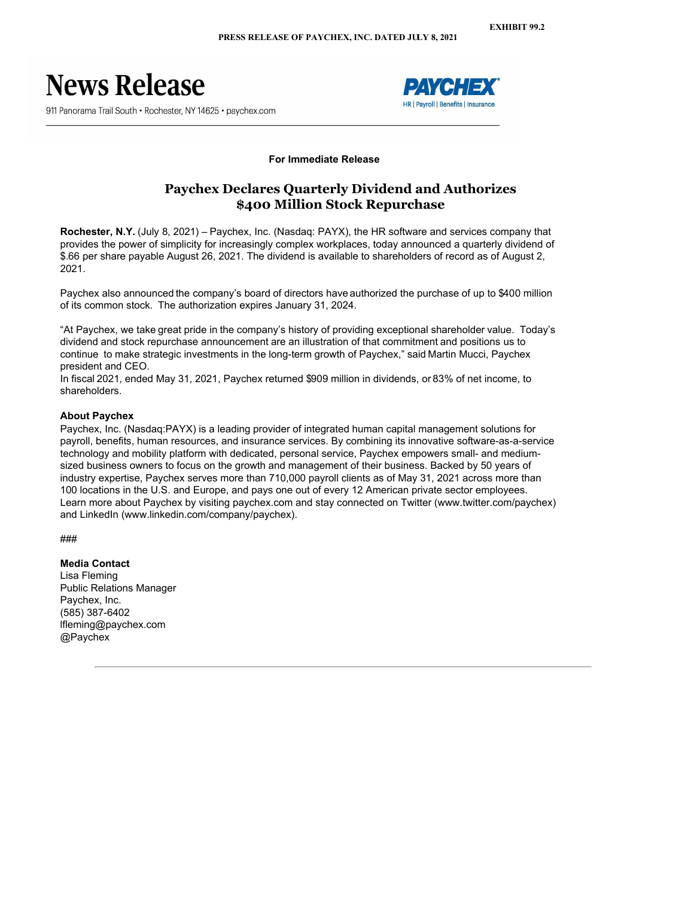EXHIBIT 99.2

PRESS RELEASE OF PAYCHEX, INC. DATED JULY 8, 2021

# News Release

911 Panorama Trail South • Rochester, NY 14625 • paychex.com

PAYCHEX
HR | Payroll | Benefits | Insurance

**For Immediate Release**

## Paychex Declares Quarterly Dividend and Authorizes $400 Million Stock Repurchase

**Rochester, N.Y.** (July 8, 2021) – Paychex, Inc. (Nasdaq: PAYX), the HR software and services company that provides the power of simplicity for increasingly complex workplaces, today announced a quarterly dividend of $.66 per share payable August 26, 2021. The dividend is available to shareholders of record as of August 2, 2021.

Paychex also announced the company's board of directors have authorized the purchase of up to $400 million of its common stock. The authorization expires January 31, 2024.

"At Paychex, we take great pride in the company's history of providing exceptional shareholder value. Today's dividend and stock repurchase announcement are an illustration of that commitment and positions us to continue to make strategic investments in the long-term growth of Paychex," said Martin Mucci, Paychex president and CEO.

In fiscal 2021, ended May 31, 2021, Paychex returned $909 million in dividends, or 83% of net income, to shareholders.

**About Paychex**

Paychex, Inc. (Nasdaq:PAYX) is a leading provider of integrated human capital management solutions for payroll, benefits, human resources, and insurance services. By combining its innovative software-as-a-service technology and mobility platform with dedicated, personal service, Paychex empowers small- and medium-sized business owners to focus on the growth and management of their business. Backed by 50 years of industry expertise, Paychex serves more than 710,000 payroll clients as of May 31, 2021 across more than 100 locations in the U.S. and Europe, and pays one out of every 12 American private sector employees. Learn more about Paychex by visiting paychex.com and stay connected on Twitter (www.twitter.com/paychex) and LinkedIn (www.linkedin.com/company/paychex).

###

**Media Contact**

Lisa Fleming
Public Relations Manager
Paychex, Inc.
(585) 387-6402
lfleming@paychex.com
@Paychex